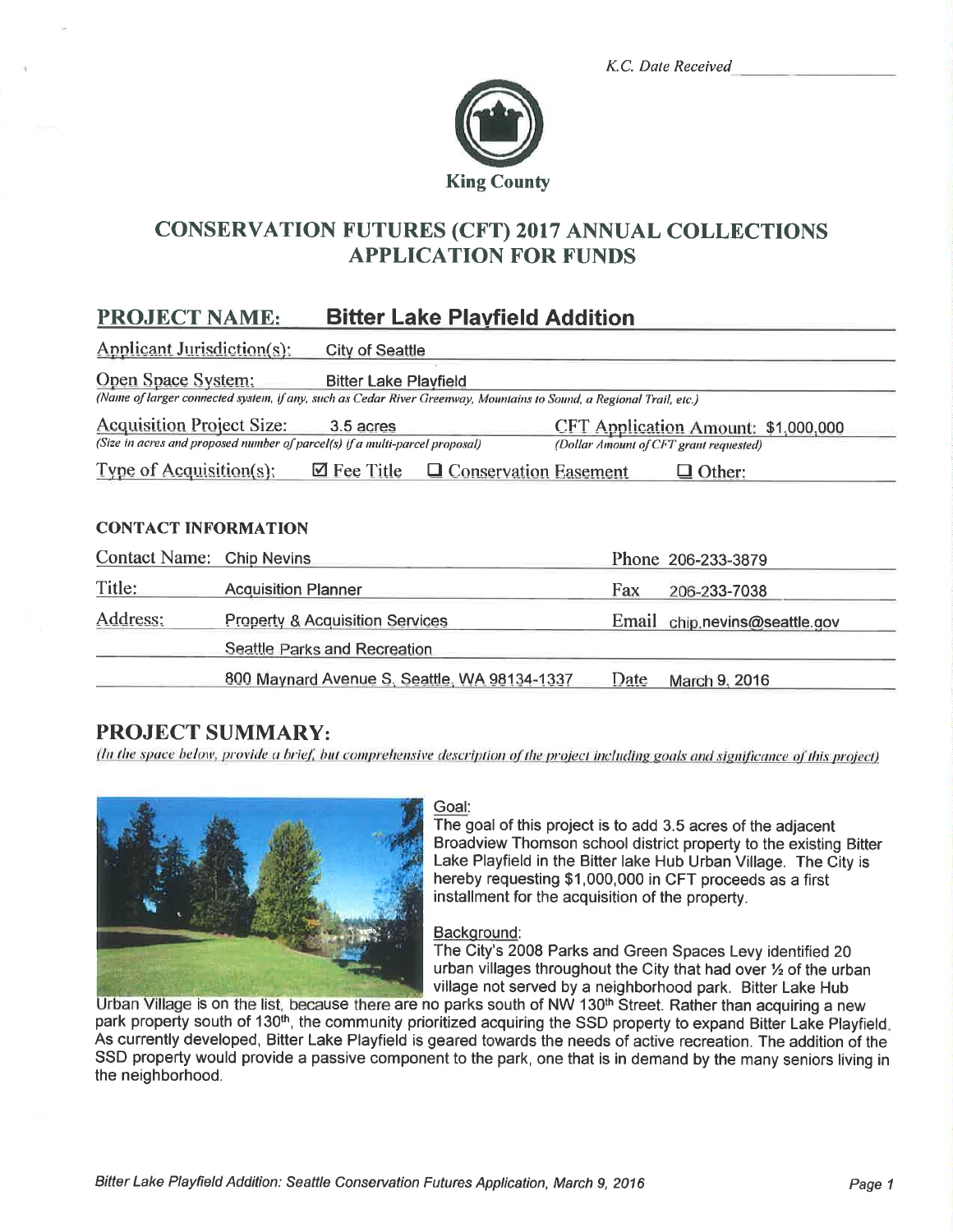K.C. Date Received ____________

King County

# CONSERVATION FUTURES (CFT) 2017 ANNUAL COLLECTIONS APPLICATION FOR FUNDS

## PROJECT NAME: Bitter Lake Playfield Addition

**Applicant Jurisdiction(s):** City of Seattle

**Open Space System:** Bitter Lake Playfield
*(Name of larger connected system, if any, such as Cedar River Greenway, Mountains to Sound, a Regional Trail, etc.)*

**Acquisition Project Size:** 3.5 acres
*(Size in acres and proposed number of parcel(s) if a multi-parcel proposal)*

**CFT Application Amount:** $1,000,000
*(Dollar Amount of CFT grant requested)*

**Type of Acquisition(s):** ☑ Fee Title ☐ Conservation Easement ☐ Other:

### CONTACT INFORMATION

| | | | |
|---|---|---|---|
| Contact Name: | Chip Nevins | Phone | 206-233-3879 |
| Title: | Acquisition Planner | Fax | 206-233-7038 |
| Address: | Property & Acquisition Services | Email | chip.nevins@seattle.gov |
| | Seattle Parks and Recreation | | |
| | 800 Maynard Avenue S, Seattle, WA 98134-1337 | Date | March 9, 2016 |

## PROJECT SUMMARY:

*(In the space below, provide a brief, but comprehensive description of the project including goals and significance of this project)*

Goal:
The goal of this project is to add 3.5 acres of the adjacent Broadview Thomson school district property to the existing Bitter Lake Playfield in the Bitter lake Hub Urban Village. The City is hereby requesting $1,000,000 in CFT proceeds as a first installment for the acquisition of the property.

Background:
The City's 2008 Parks and Green Spaces Levy identified 20 urban villages throughout the City that had over ½ of the urban village not served by a neighborhood park. Bitter Lake Hub Urban Village is on the list, because there are no parks south of NW 130th Street. Rather than acquiring a new park property south of 130th, the community prioritized acquiring the SSD property to expand Bitter Lake Playfield. As currently developed, Bitter Lake Playfield is geared towards the needs of active recreation. The addition of the SSD property would provide a passive component to the park, one that is in demand by the many seniors living in the neighborhood.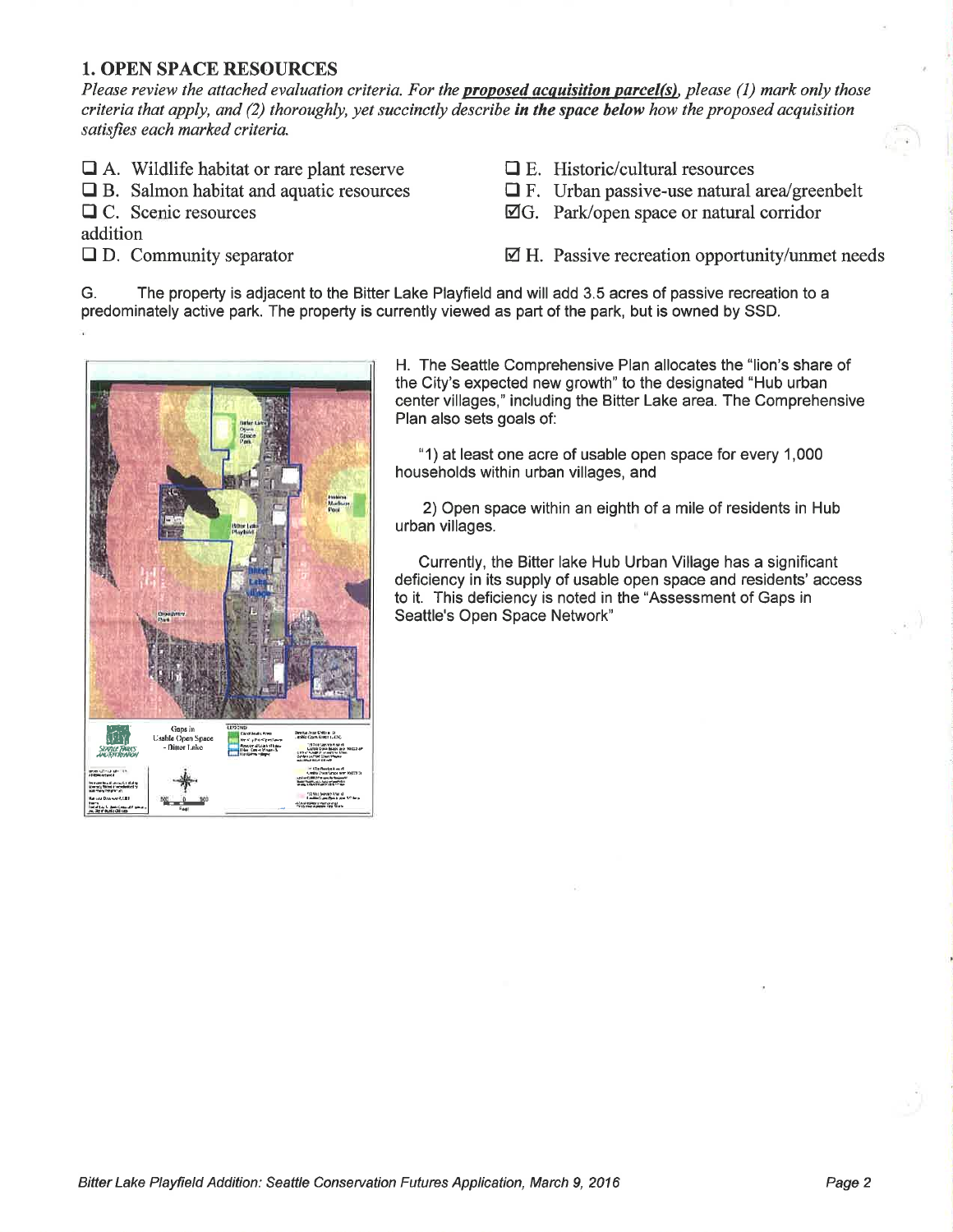## 1. OPEN SPACE RESOURCES

*Please review the attached evaluation criteria. For the **proposed acquisition parcel(s)**, please (1) mark only those criteria that apply, and (2) thoroughly, yet succinctly describe **in the space below** how the proposed acquisition satisfies each marked criteria.*

- ☐ A. Wildlife habitat or rare plant reserve
- ☐ B. Salmon habitat and aquatic resources
- ☐ C. Scenic resources
- ☐ D. Community separator
- ☐ E. Historic/cultural resources
- ☐ F. Urban passive-use natural area/greenbelt
- ☑ G. Park/open space or natural corridor addition
- ☑ H. Passive recreation opportunity/unmet needs

G. The property is adjacent to the Bitter Lake Playfield and will add 3.5 acres of passive recreation to a predominately active park. The property is currently viewed as part of the park, but is owned by SSD.

H. The Seattle Comprehensive Plan allocates the "lion's share of the City's expected new growth" to the designated "Hub urban center villages," including the Bitter Lake area. The Comprehensive Plan also sets goals of:

"1) at least one acre of usable open space for every 1,000 households within urban villages, and

2) Open space within an eighth of a mile of residents in Hub urban villages.

Currently, the Bitter lake Hub Urban Village has a significant deficiency in its supply of usable open space and residents' access to it. This deficiency is noted in the "Assessment of Gaps in Seattle's Open Space Network"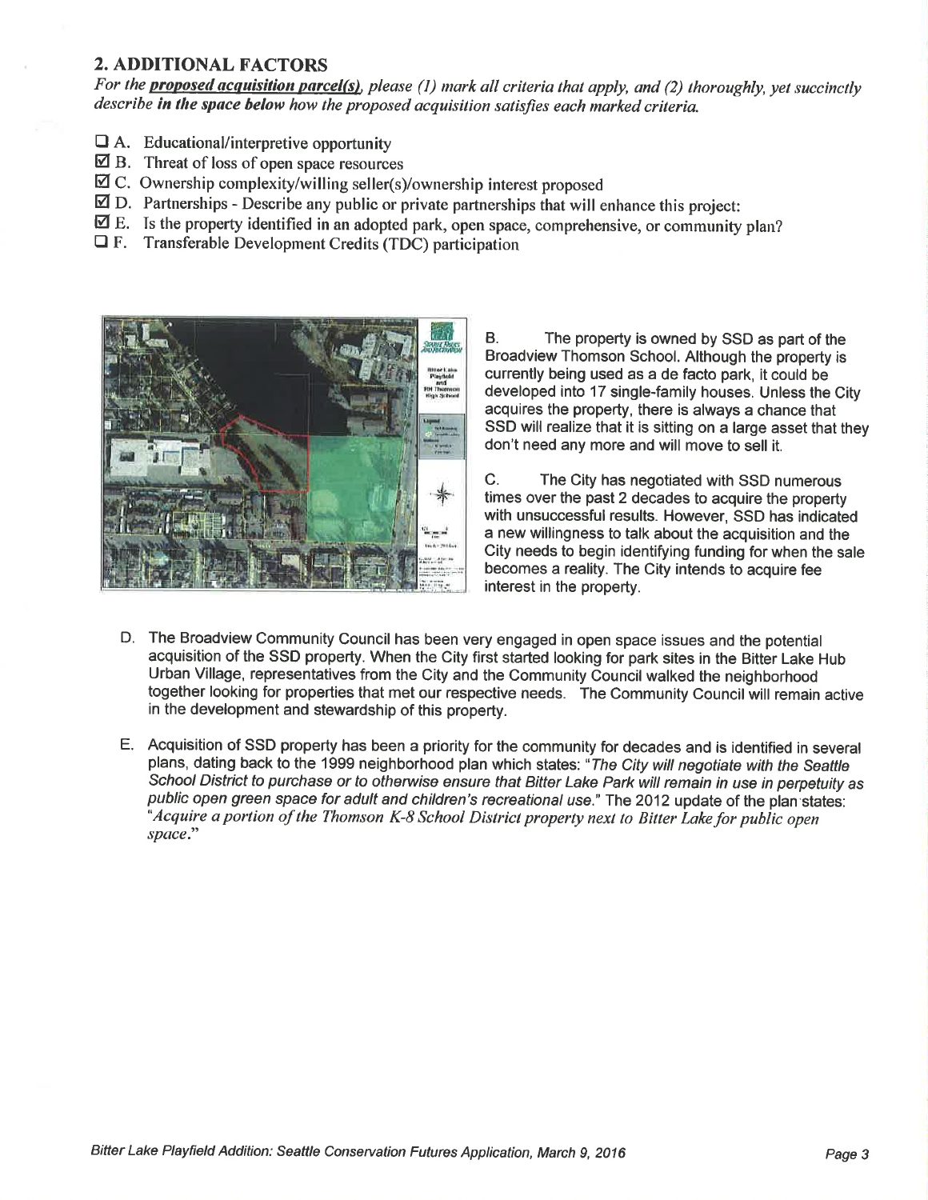## 2. ADDITIONAL FACTORS

*For the **proposed acquisition parcel(s)**, please (1) mark all criteria that apply, and (2) thoroughly, yet succinctly describe **in the space below** how the proposed acquisition satisfies each marked criteria.*

- ☐ A. Educational/interpretive opportunity
- ☑ B. Threat of loss of open space resources
- ☑ C. Ownership complexity/willing seller(s)/ownership interest proposed
- ☑ D. Partnerships - Describe any public or private partnerships that will enhance this project:
- ☑ E. Is the property identified in an adopted park, open space, comprehensive, or community plan?
- ☐ F. Transferable Development Credits (TDC) participation

B. The property is owned by SSD as part of the Broadview Thomson School. Although the property is currently being used as a de facto park, it could be developed into 17 single-family houses. Unless the City acquires the property, there is always a chance that SSD will realize that it is sitting on a large asset that they don't need any more and will move to sell it.

C. The City has negotiated with SSD numerous times over the past 2 decades to acquire the property with unsuccessful results. However, SSD has indicated a new willingness to talk about the acquisition and the City needs to begin identifying funding for when the sale becomes a reality. The City intends to acquire fee interest in the property.

D. The Broadview Community Council has been very engaged in open space issues and the potential acquisition of the SSD property. When the City first started looking for park sites in the Bitter Lake Hub Urban Village, representatives from the City and the Community Council walked the neighborhood together looking for properties that met our respective needs. The Community Council will remain active in the development and stewardship of this property.

E. Acquisition of SSD property has been a priority for the community for decades and is identified in several plans, dating back to the 1999 neighborhood plan which states: "*The City will negotiate with the Seattle School District to purchase or to otherwise ensure that Bitter Lake Park will remain in use in perpetuity as public open green space for adult and children's recreational use.*" The 2012 update of the plan states: "*Acquire a portion of the Thomson K-8 School District property next to Bitter Lake for public open space.*"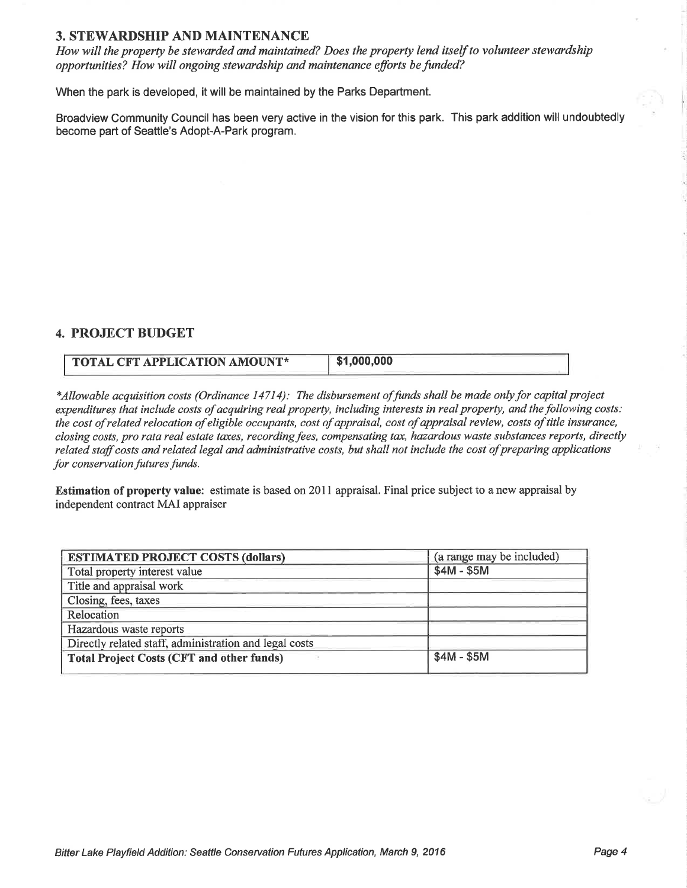## 3. STEWARDSHIP AND MAINTENANCE

*How will the property be stewarded and maintained? Does the property lend itself to volunteer stewardship opportunities? How will ongoing stewardship and maintenance efforts be funded?*

When the park is developed, it will be maintained by the Parks Department.

Broadview Community Council has been very active in the vision for this park. This park addition will undoubtedly become part of Seattle's Adopt-A-Park program.

## 4. PROJECT BUDGET

| TOTAL CFT APPLICATION AMOUNT* | $1,000,000 |
|---|---|

**Allowable acquisition costs (Ordinance 14714): The disbursement of funds shall be made only for capital project expenditures that include costs of acquiring real property, including interests in real property, and the following costs: the cost of related relocation of eligible occupants, cost of appraisal, cost of appraisal review, costs of title insurance, closing costs, pro rata real estate taxes, recording fees, compensating tax, hazardous waste substances reports, directly related staff costs and related legal and administrative costs, but shall not include the cost of preparing applications for conservation futures funds.*

**Estimation of property value:** estimate is based on 2011 appraisal. Final price subject to a new appraisal by independent contract MAI appraiser

| ESTIMATED PROJECT COSTS (dollars) | (a range may be included) |
|---|---|
| Total property interest value | $4M - $5M |
| Title and appraisal work | |
| Closing, fees, taxes | |
| Relocation | |
| Hazardous waste reports | |
| Directly related staff, administration and legal costs | |
| **Total Project Costs (CFT and other funds)** | $4M - $5M |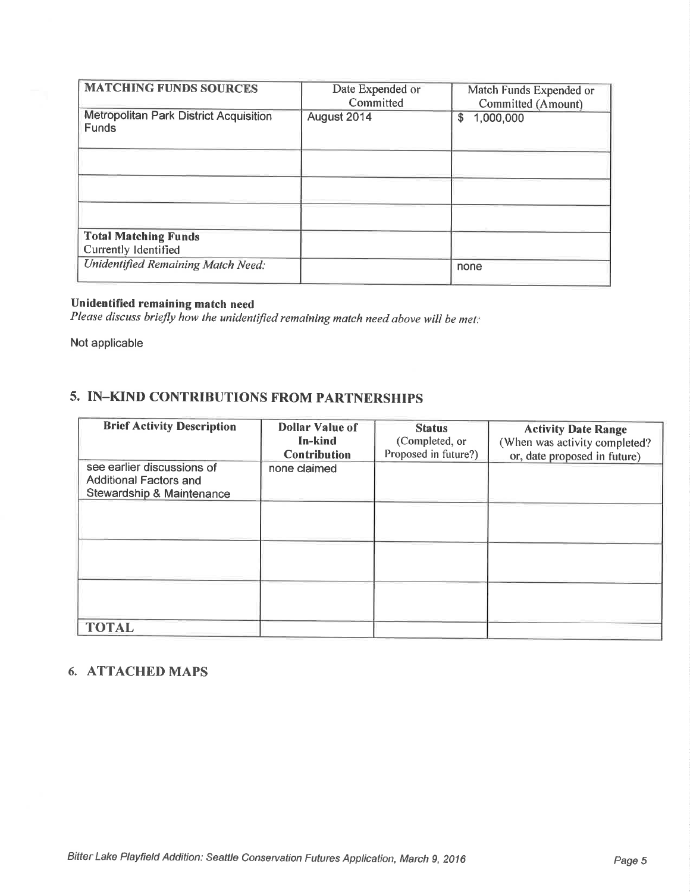| MATCHING FUNDS SOURCES | Date Expended or Committed | Match Funds Expended or Committed (Amount) |
|---|---|---|
| Metropolitan Park District Acquisition Funds | August 2014 | $ 1,000,000 |
| | | |
| | | |
| | | |
| **Total Matching Funds** Currently Identified | | |
| *Unidentified Remaining Match Need:* | | none |

**Unidentified remaining match need**

*Please discuss briefly how the unidentified remaining match need above will be met:*

Not applicable

## 5. IN–KIND CONTRIBUTIONS FROM PARTNERSHIPS

| Brief Activity Description | Dollar Value of In-kind Contribution | Status (Completed, or Proposed in future?) | Activity Date Range (When was activity completed? or, date proposed in future) |
|---|---|---|---|
| see earlier discussions of Additional Factors and Stewardship & Maintenance | none claimed | | |
| | | | |
| | | | |
| | | | |
| **TOTAL** | | | |

## 6. ATTACHED MAPS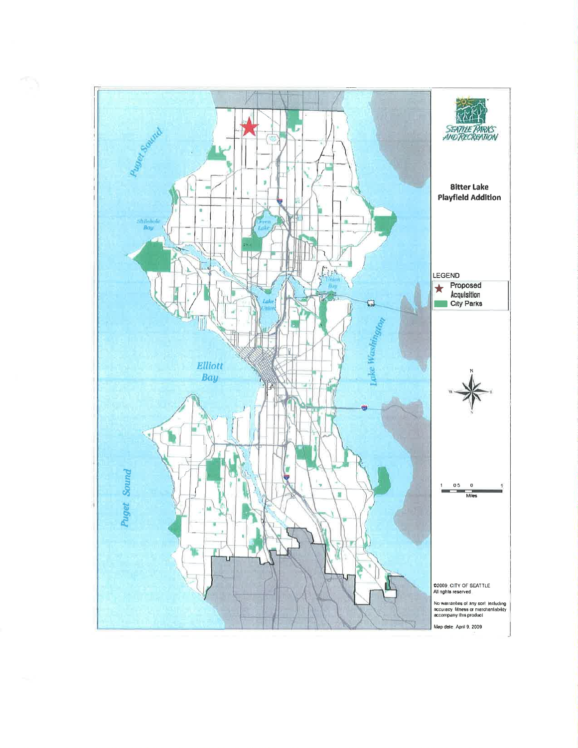## Bitter Lake Playfield Addition

**LEGEND**

- ★ Proposed Acquisition
- City Parks

Puget Sound

Shilshole Bay

Green Lake

Union Bay

Lake Union

Lake Washington

Elliott Bay

Puget Sound

1 0.5 0 1

Miles

©2009 CITY OF SEATTLE
All rights reserved

No warranties of any sort, including accuracy, fitness or merchantability accompany this product

Map date: April 9, 2009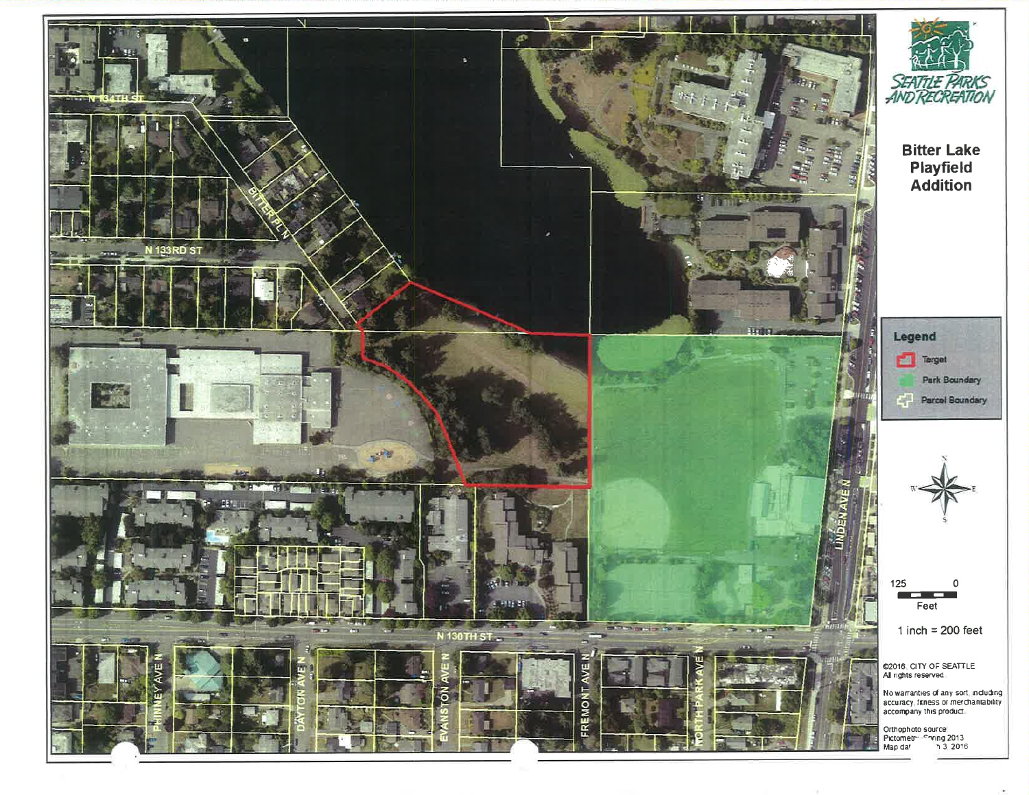Seattle Parks and Recreation

# Bitter Lake Playfield Addition

**Legend**

- Target
- Park Boundary
- Parcel Boundary

N

W E

S

125 0

Feet

1 inch = 200 feet

N 134TH ST

BITTER PL N

N 133RD ST

N 130TH ST

LINDEN AVE N

PHINNEY AVE N

DAYTON AVE N

EVANSTON AVE N

FREMONT AVE N

NORTH PARK AVE N

©2016, CITY OF SEATTLE
All rights reserved.

No warranties of any sort, including accuracy, fitness or merchantability accompany this product.

Orthophoto source: Pictometry Spring 2013
Map dat h 3, 2016